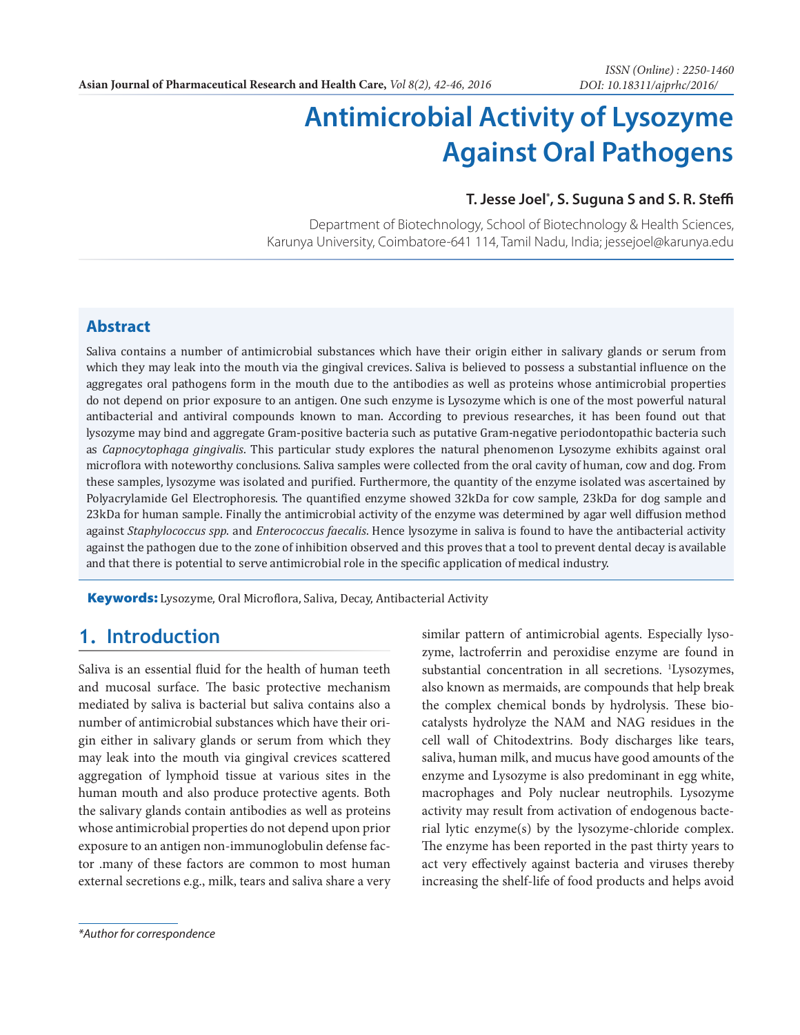# Antimicrobial Activity of Lysozyme Against Oral Pathogens

**T. Jesse Joel\*, S. Suguna S and S. R. Steffi**

Department of Biotechnology, School of Biotechnology & Health Sciences, Karunya University, Coimbatore-641 114, Tamil Nadu, India; jessejoel@karunya.edu

## Abstract

Saliva contains a number of antimicrobial substances which have their origin either in salivary glands or serum from which they may leak into the mouth via the gingival crevices. Saliva is believed to possess a substantial influence on the aggregates oral pathogens form in the mouth due to the antibodies as well as proteins whose antimicrobial properties do not depend on prior exposure to an antigen. One such enzyme is Lysozyme which is one of the most powerful natural antibacterial and antiviral compounds known to man. According to previous researches, it has been found out that lysozyme may bind and aggregate Gram-positive bacteria such as putative Gram-negative periodontopathic bacteria such as *Capnocytophaga gingivalis*. This particular study explores the natural phenomenon Lysozyme exhibits against oral microflora with noteworthy conclusions. Saliva samples were collected from the oral cavity of human, cow and dog. From these samples, lysozyme was isolated and purified. Furthermore, the quantity of the enzyme isolated was ascertained by Polyacrylamide Gel Electrophoresis. The quantified enzyme showed 32kDa for cow sample, 23kDa for dog sample and 23kDa for human sample. Finally the antimicrobial activity of the enzyme was determined by agar well diffusion method against *Staphylococcus spp.* and *Enterococcus faecalis*. Hence lysozyme in saliva is found to have the antibacterial activity against the pathogen due to the zone of inhibition observed and this proves that a tool to prevent dental decay is available and that there is potential to serve antimicrobial role in the specific application of medical industry.

**Keywords:** Lysozyme, Oral Microflora, Saliva, Decay, Antibacterial Activity

## 1. Introduction

Saliva is an essential fluid for the health of human teeth and mucosal surface. The basic protective mechanism mediated by saliva is bacterial but saliva contains also a number of antimicrobial substances which have their origin either in salivary glands or serum from which they may leak into the mouth via gingival crevices scattered aggregation of lymphoid tissue at various sites in the human mouth and also produce protective agents. Both the salivary glands contain antibodies as well as proteins whose antimicrobial properties do not depend upon prior exposure to an antigen non-immunoglobulin defense factor .many of these factors are common to most human external secretions e.g., milk, tears and saliva share a very similar pattern of antimicrobial agents. Especially lysozyme, lactroferrin and peroxidise enzyme are found in substantial concentration in all secretions. [1]Lysozymes, also known as mermaids, are compounds that help break the complex chemical bonds by hydrolysis. These biocatalysts hydrolyze the NAM and NAG residues in the cell wall of Chitodextrins. Body discharges like tears, saliva, human milk, and mucus have good amounts of the enzyme and Lysozyme is also predominant in egg white, macrophages and Poly nuclear neutrophils. Lysozyme activity may result from activation of endogenous bacterial lytic enzyme(s) by the lysozyme-chloride complex. The enzyme has been reported in the past thirty years to act very effectively against bacteria and viruses thereby increasing the shelf-life of food products and helps avoid

\*Author for correspondence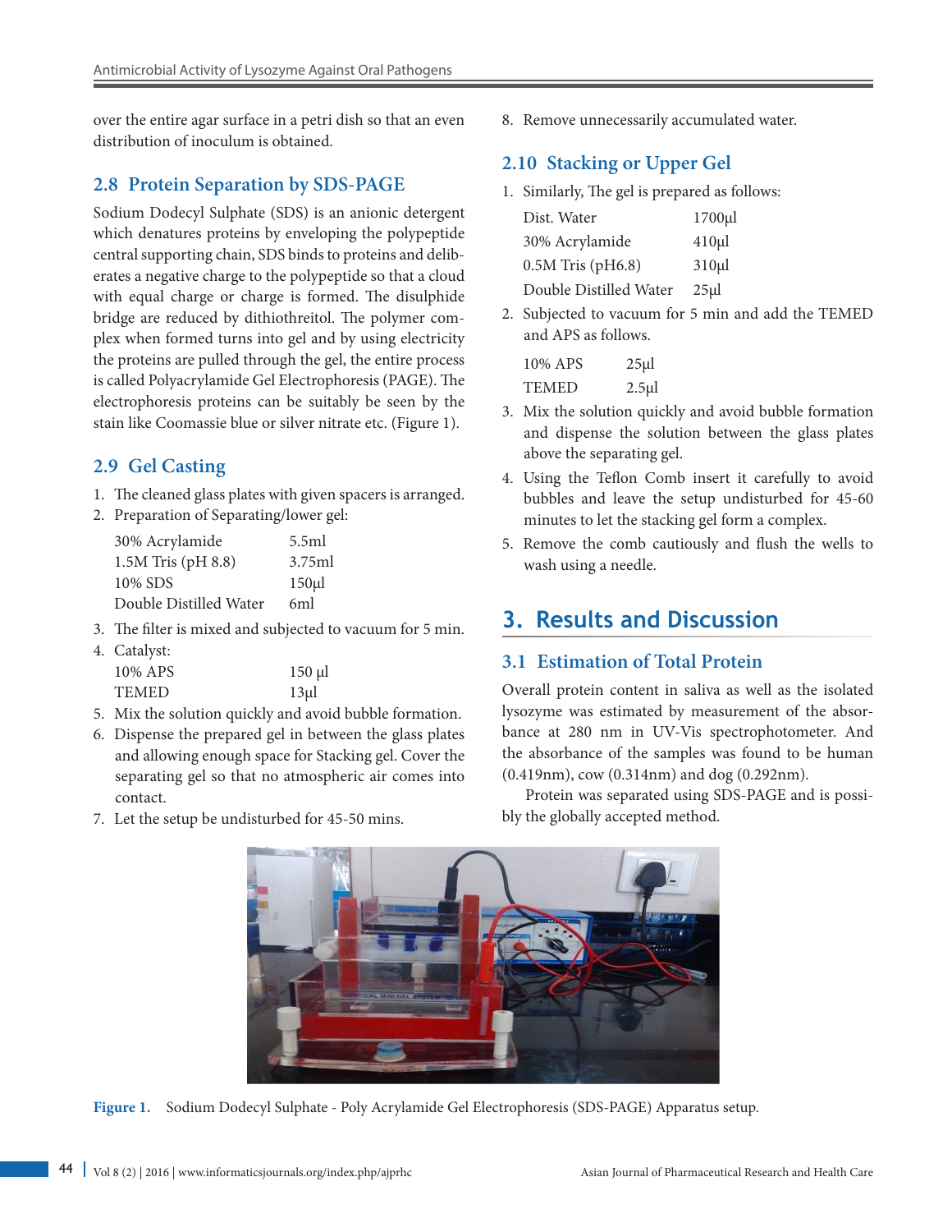over the entire agar surface in a petri dish so that an even distribution of inoculum is obtained.

### 2.8 Protein Separation by SDS-PAGE

Sodium Dodecyl Sulphate (SDS) is an anionic detergent which denatures proteins by enveloping the polypeptide central supporting chain, SDS binds to proteins and deliberates a negative charge to the polypeptide so that a cloud with equal charge or charge is formed. The disulphide bridge are reduced by dithiothreitol. The polymer complex when formed turns into gel and by using electricity the proteins are pulled through the gel, the entire process is called Polyacrylamide Gel Electrophoresis (PAGE). The electrophoresis proteins can be suitably be seen by the stain like Coomassie blue or silver nitrate etc. (Figure 1).

### 2.9 Gel Casting

1. The cleaned glass plates with given spacers is arranged.
2. Preparation of Separating/lower gel:

| | |
|---|---|
| 30% Acrylamide | 5.5ml |
| 1.5M Tris (pH 8.8) | 3.75ml |
| 10% SDS | 150µl |
| Double Distilled Water | 6ml |

3. The filter is mixed and subjected to vacuum for 5 min.
4. Catalyst:

| | |
|---|---|
| 10% APS | 150 µl |
| TEMED | 13µl |

5. Mix the solution quickly and avoid bubble formation.
6. Dispense the prepared gel in between the glass plates and allowing enough space for Stacking gel. Cover the separating gel so that no atmospheric air comes into contact.
7. Let the setup be undisturbed for 45-50 mins.
8. Remove unnecessarily accumulated water.

### 2.10 Stacking or Upper Gel

1. Similarly, The gel is prepared as follows:

| | |
|---|---|
| Dist. Water | 1700µl |
| 30% Acrylamide | 410µl |
| 0.5M Tris (pH6.8) | 310µl |
| Double Distilled Water | 25µl |

2. Subjected to vacuum for 5 min and add the TEMED and APS as follows.

| | |
|---|---|
| 10% APS | 25µl |
| TEMED | 2.5µl |

3. Mix the solution quickly and avoid bubble formation and dispense the solution between the glass plates above the separating gel.
4. Using the Teflon Comb insert it carefully to avoid bubbles and leave the setup undisturbed for 45-60 minutes to let the stacking gel form a complex.
5. Remove the comb cautiously and flush the wells to wash using a needle.

## 3. Results and Discussion

### 3.1 Estimation of Total Protein

Overall protein content in saliva as well as the isolated lysozyme was estimated by measurement of the absorbance at 280 nm in UV-Vis spectrophotometer. And the absorbance of the samples was found to be human (0.419nm), cow (0.314nm) and dog (0.292nm).

Protein was separated using SDS-PAGE and is possibly the globally accepted method.

**Figure 1.** Sodium Dodecyl Sulphate - Poly Acrylamide Gel Electrophoresis (SDS-PAGE) Apparatus setup.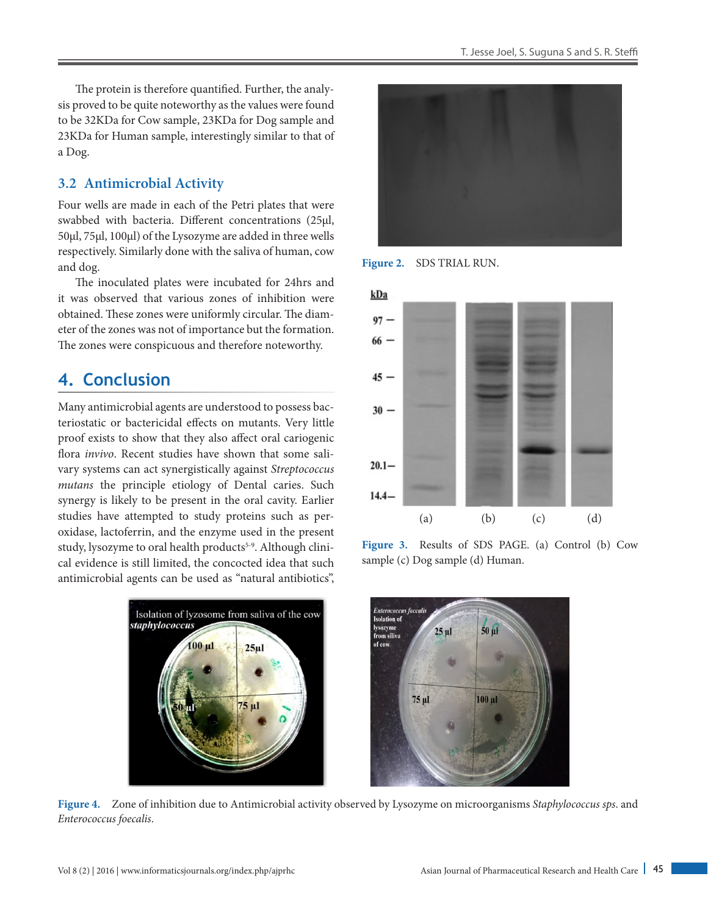The protein is therefore quantified. Further, the analysis proved to be quite noteworthy as the values were found to be 32KDa for Cow sample, 23KDa for Dog sample and 23KDa for Human sample, interestingly similar to that of a Dog.

### 3.2 Antimicrobial Activity

Four wells are made in each of the Petri plates that were swabbed with bacteria. Different concentrations (25µl, 50µl, 75µl, 100µl) of the Lysozyme are added in three wells respectively. Similarly done with the saliva of human, cow and dog.

The inoculated plates were incubated for 24hrs and it was observed that various zones of inhibition were obtained. These zones were uniformly circular. The diameter of the zones was not of importance but the formation. The zones were conspicuous and therefore noteworthy.

## 4. Conclusion

Many antimicrobial agents are understood to possess bacteriostatic or bactericidal effects on mutants. Very little proof exists to show that they also affect oral cariogenic flora *invivo*. Recent studies have shown that some salivary systems can act synergistically against *Streptococcus mutans* the principle etiology of Dental caries. Such synergy is likely to be present in the oral cavity. Earlier studies have attempted to study proteins such as peroxidase, lactoferrin, and the enzyme used in the present study, lysozyme to oral health products[5-9]. Although clinical evidence is still limited, the concocted idea that such antimicrobial agents can be used as "natural antibiotics",

**Figure 2.** SDS TRIAL RUN.

**Figure 3.** Results of SDS PAGE. (a) Control (b) Cow sample (c) Dog sample (d) Human.

**Figure 4.** Zone of inhibition due to Antimicrobial activity observed by Lysozyme on microorganisms *Staphylococcus sps*. and *Enterococcus foecalis*.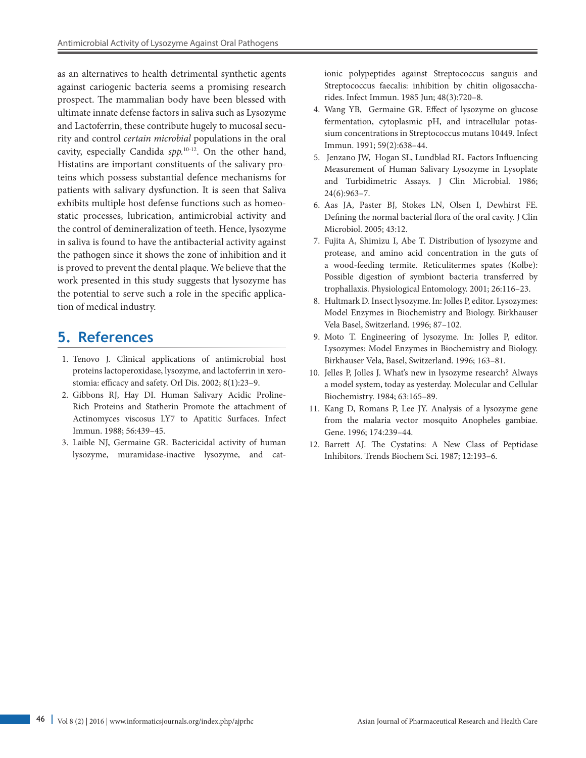as an alternatives to health detrimental synthetic agents against cariogenic bacteria seems a promising research prospect. The mammalian body have been blessed with ultimate innate defense factors in saliva such as Lysozyme and Lactoferrin, these contribute hugely to mucosal security and control *certain microbial* populations in the oral cavity, especially Candida *spp.*[10-12]. On the other hand, Histatins are important constituents of the salivary proteins which possess substantial defence mechanisms for patients with salivary dysfunction. It is seen that Saliva exhibits multiple host defense functions such as homeostatic processes, lubrication, antimicrobial activity and the control of demineralization of teeth. Hence, lysozyme in saliva is found to have the antibacterial activity against the pathogen since it shows the zone of inhibition and it is proved to prevent the dental plaque. We believe that the work presented in this study suggests that lysozyme has the potential to serve such a role in the specific application of medical industry.

## 5. References

1. Tenovo J. Clinical applications of antimicrobial host proteins lactoperoxidase, lysozyme, and lactoferrin in xerostomia: efficacy and safety. Orl Dis. 2002; 8(1):23–9.
2. Gibbons RJ, Hay DI. Human Salivary Acidic Proline-Rich Proteins and Statherin Promote the attachment of Actinomyces viscosus LY7 to Apatitic Surfaces. Infect Immun. 1988; 56:439–45.
3. Laible NJ, Germaine GR. Bactericidal activity of human lysozyme, muramidase-inactive lysozyme, and cationic polypeptides against Streptococcus sanguis and Streptococcus faecalis: inhibition by chitin oligosaccharides. Infect Immun. 1985 Jun; 48(3):720–8.
4. Wang YB, Germaine GR. Effect of lysozyme on glucose fermentation, cytoplasmic pH, and intracellular potassium concentrations in Streptococcus mutans 10449. Infect Immun. 1991; 59(2):638–44.
5. Jenzano JW, Hogan SL, Lundblad RL. Factors Influencing Measurement of Human Salivary Lysozyme in Lysoplate and Turbidimetric Assays. J Clin Microbial. 1986; 24(6):963–7.
6. Aas JA, Paster BJ, Stokes LN, Olsen I, Dewhirst FE. Defining the normal bacterial flora of the oral cavity. J Clin Microbiol. 2005; 43:12.
7. Fujita A, Shimizu I, Abe T. Distribution of lysozyme and protease, and amino acid concentration in the guts of a wood-feeding termite. Reticulitermes spates (Kolbe): Possible digestion of symbiont bacteria transferred by trophallaxis. Physiological Entomology. 2001; 26:116–23.
8. Hultmark D. Insect lysozyme. In: Jolles P, editor. Lysozymes: Model Enzymes in Biochemistry and Biology. Birkhauser Vela Basel, Switzerland. 1996; 87–102.
9. Moto T. Engineering of lysozyme. In: Jolles P, editor. Lysozymes: Model Enzymes in Biochemistry and Biology. Birkhauser Vela, Basel, Switzerland. 1996; 163–81.
10. Jelles P, Jolles J. What's new in lysozyme research? Always a model system, today as yesterday. Molecular and Cellular Biochemistry. 1984; 63:165–89.
11. Kang D, Romans P, Lee JY. Analysis of a lysozyme gene from the malaria vector mosquito Anopheles gambiae. Gene. 1996; 174:239–44.
12. Barrett AJ. The Cystatins: A New Class of Peptidase Inhibitors. Trends Biochem Sci. 1987; 12:193–6.